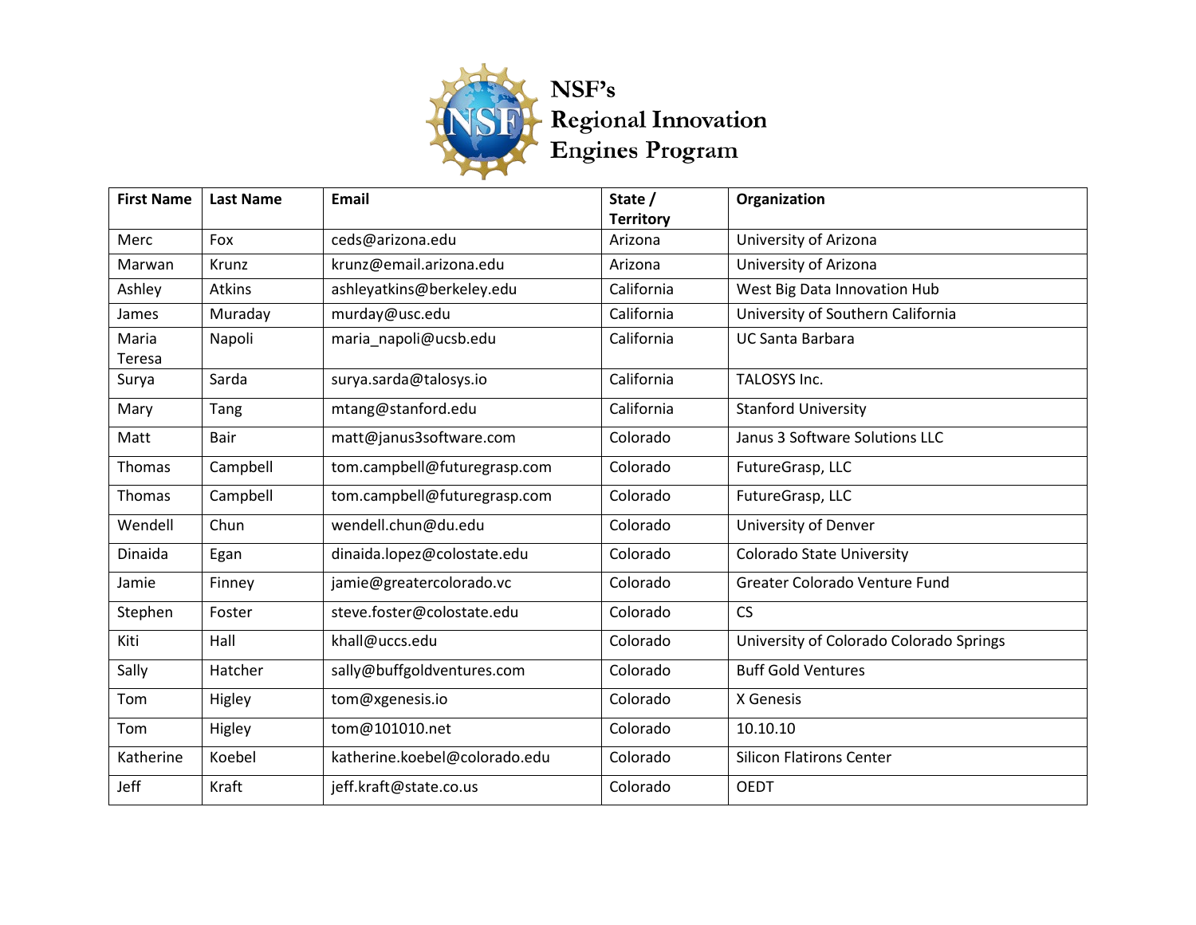# NSF's Regional Innovation Engines Program

| First Name | Last Name | Email | State / Territory | Organization |
|---|---|---|---|---|
| Merc | Fox | ceds@arizona.edu | Arizona | University of Arizona |
| Marwan | Krunz | krunz@email.arizona.edu | Arizona | University of Arizona |
| Ashley | Atkins | ashleyatkins@berkeley.edu | California | West Big Data Innovation Hub |
| James | Muraday | murday@usc.edu | California | University of Southern California |
| Maria Teresa | Napoli | maria_napoli@ucsb.edu | California | UC Santa Barbara |
| Surya | Sarda | surya.sarda@talosys.io | California | TALOSYS Inc. |
| Mary | Tang | mtang@stanford.edu | California | Stanford University |
| Matt | Bair | matt@janus3software.com | Colorado | Janus 3 Software Solutions LLC |
| Thomas | Campbell | tom.campbell@futuregrasp.com | Colorado | FutureGrasp, LLC |
| Thomas | Campbell | tom.campbell@futuregrasp.com | Colorado | FutureGrasp, LLC |
| Wendell | Chun | wendell.chun@du.edu | Colorado | University of Denver |
| Dinaida | Egan | dinaida.lopez@colostate.edu | Colorado | Colorado State University |
| Jamie | Finney | jamie@greatercolorado.vc | Colorado | Greater Colorado Venture Fund |
| Stephen | Foster | steve.foster@colostate.edu | Colorado | CS |
| Kiti | Hall | khall@uccs.edu | Colorado | University of Colorado Colorado Springs |
| Sally | Hatcher | sally@buffgoldventures.com | Colorado | Buff Gold Ventures |
| Tom | Higley | tom@xgenesis.io | Colorado | X Genesis |
| Tom | Higley | tom@101010.net | Colorado | 10.10.10 |
| Katherine | Koebel | katherine.koebel@colorado.edu | Colorado | Silicon Flatirons Center |
| Jeff | Kraft | jeff.kraft@state.co.us | Colorado | OEDT |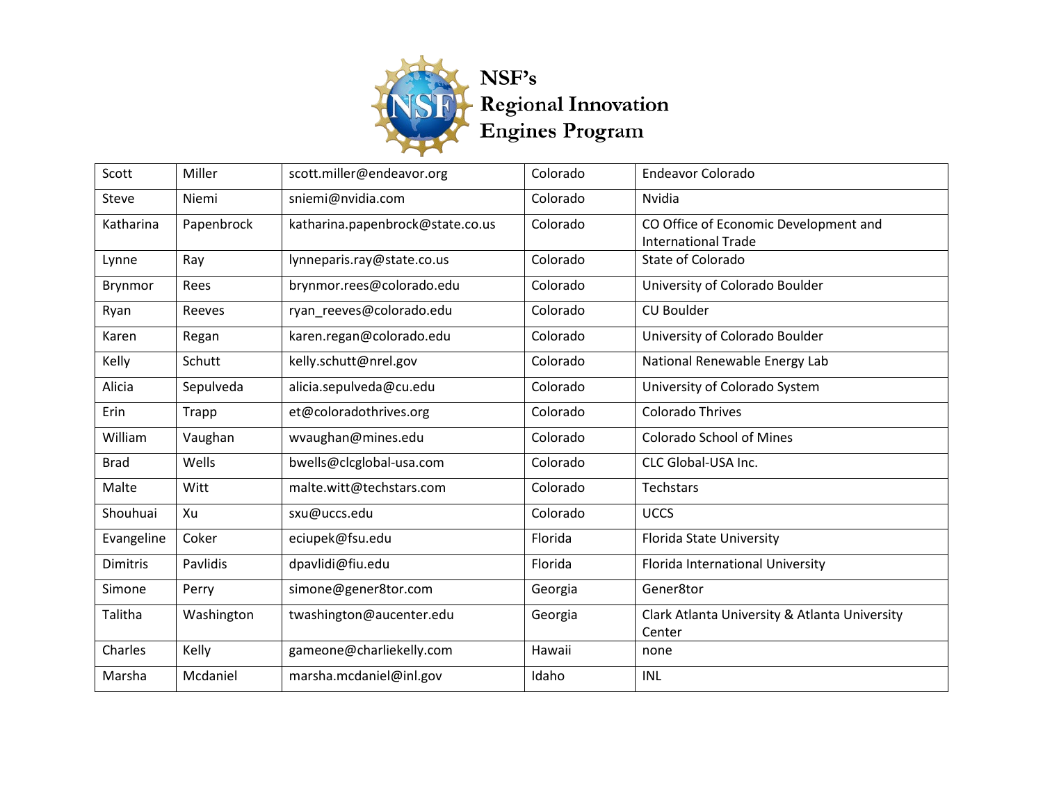NSF's Regional Innovation Engines Program

| Scott | Miller | scott.miller@endeavor.org | Colorado | Endeavor Colorado |
|---|---|---|---|---|
| Steve | Niemi | sniemi@nvidia.com | Colorado | Nvidia |
| Katharina | Papenbrock | katharina.papenbrock@state.co.us | Colorado | CO Office of Economic Development and International Trade |
| Lynne | Ray | lynneparis.ray@state.co.us | Colorado | State of Colorado |
| Brynmor | Rees | brynmor.rees@colorado.edu | Colorado | University of Colorado Boulder |
| Ryan | Reeves | ryan_reeves@colorado.edu | Colorado | CU Boulder |
| Karen | Regan | karen.regan@colorado.edu | Colorado | University of Colorado Boulder |
| Kelly | Schutt | kelly.schutt@nrel.gov | Colorado | National Renewable Energy Lab |
| Alicia | Sepulveda | alicia.sepulveda@cu.edu | Colorado | University of Colorado System |
| Erin | Trapp | et@coloradothrives.org | Colorado | Colorado Thrives |
| William | Vaughan | wvaughan@mines.edu | Colorado | Colorado School of Mines |
| Brad | Wells | bwells@clcglobal-usa.com | Colorado | CLC Global-USA Inc. |
| Malte | Witt | malte.witt@techstars.com | Colorado | Techstars |
| Shouhuai | Xu | sxu@uccs.edu | Colorado | UCCS |
| Evangeline | Coker | eciupek@fsu.edu | Florida | Florida State University |
| Dimitris | Pavlidis | dpavlidi@fiu.edu | Florida | Florida International University |
| Simone | Perry | simone@gener8tor.com | Georgia | Gener8tor |
| Talitha | Washington | twashington@aucenter.edu | Georgia | Clark Atlanta University & Atlanta University Center |
| Charles | Kelly | gameone@charliekelly.com | Hawaii | none |
| Marsha | Mcdaniel | marsha.mcdaniel@inl.gov | Idaho | INL |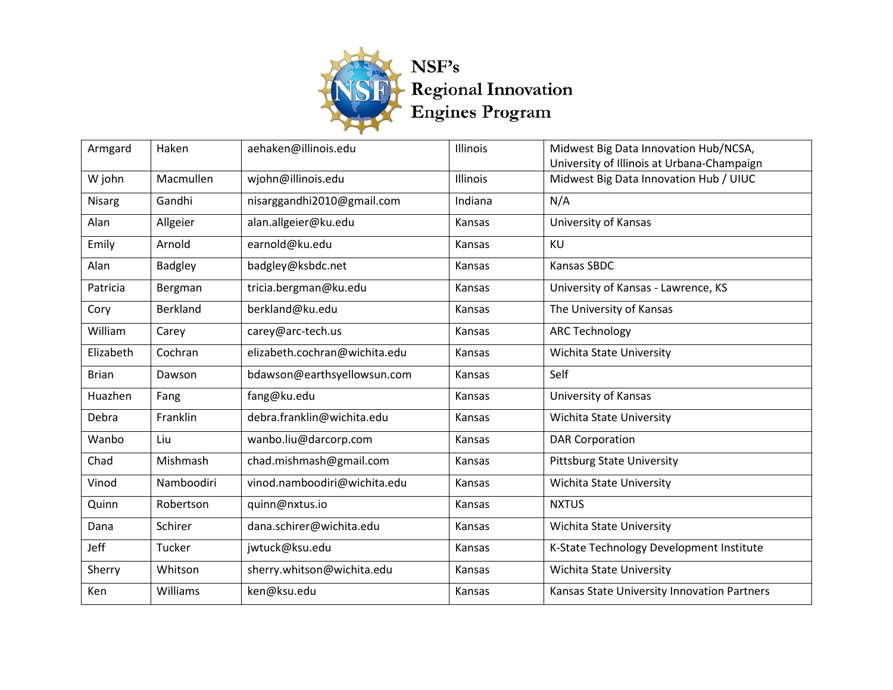| Armgard | Haken | aehaken@illinois.edu | Illinois | Midwest Big Data Innovation Hub/NCSA, University of Illinois at Urbana-Champaign |
|---|---|---|---|---|
| W john | Macmullen | wjohn@illinois.edu | Illinois | Midwest Big Data Innovation Hub / UIUC |
| Nisarg | Gandhi | nisarggandhi2010@gmail.com | Indiana | N/A |
| Alan | Allgeier | alan.allgeier@ku.edu | Kansas | University of Kansas |
| Emily | Arnold | earnold@ku.edu | Kansas | KU |
| Alan | Badgley | badgley@ksbdc.net | Kansas | Kansas SBDC |
| Patricia | Bergman | tricia.bergman@ku.edu | Kansas | University of Kansas - Lawrence, KS |
| Cory | Berkland | berkland@ku.edu | Kansas | The University of Kansas |
| William | Carey | carey@arc-tech.us | Kansas | ARC Technology |
| Elizabeth | Cochran | elizabeth.cochran@wichita.edu | Kansas | Wichita State University |
| Brian | Dawson | bdawson@earthsyellowsun.com | Kansas | Self |
| Huazhen | Fang | fang@ku.edu | Kansas | University of Kansas |
| Debra | Franklin | debra.franklin@wichita.edu | Kansas | Wichita State University |
| Wanbo | Liu | wanbo.liu@darcorp.com | Kansas | DAR Corporation |
| Chad | Mishmash | chad.mishmash@gmail.com | Kansas | Pittsburg State University |
| Vinod | Namboodiri | vinod.namboodiri@wichita.edu | Kansas | Wichita State University |
| Quinn | Robertson | quinn@nxtus.io | Kansas | NXTUS |
| Dana | Schirer | dana.schirer@wichita.edu | Kansas | Wichita State University |
| Jeff | Tucker | jwtuck@ksu.edu | Kansas | K-State Technology Development Institute |
| Sherry | Whitson | sherry.whitson@wichita.edu | Kansas | Wichita State University |
| Ken | Williams | ken@ksu.edu | Kansas | Kansas State University Innovation Partners |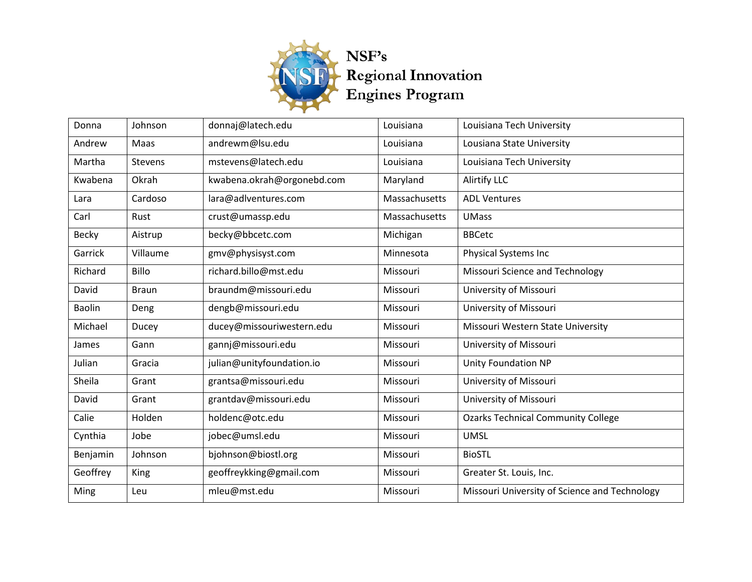| Donna | Johnson | donnaj@latech.edu | Louisiana | Louisiana Tech University |
|---|---|---|---|---|
| Andrew | Maas | andrewm@lsu.edu | Louisiana | Lousiana State University |
| Martha | Stevens | mstevens@latech.edu | Louisiana | Louisiana Tech University |
| Kwabena | Okrah | kwabena.okrah@orgonebd.com | Maryland | Alirtify LLC |
| Lara | Cardoso | lara@adlventures.com | Massachusetts | ADL Ventures |
| Carl | Rust | crust@umassp.edu | Massachusetts | UMass |
| Becky | Aistrup | becky@bbcetc.com | Michigan | BBCetc |
| Garrick | Villaume | gmv@physisyst.com | Minnesota | Physical Systems Inc |
| Richard | Billo | richard.billo@mst.edu | Missouri | Missouri Science and Technology |
| David | Braun | braundm@missouri.edu | Missouri | University of Missouri |
| Baolin | Deng | dengb@missouri.edu | Missouri | University of Missouri |
| Michael | Ducey | ducey@missouriwestern.edu | Missouri | Missouri Western State University |
| James | Gann | gannj@missouri.edu | Missouri | University of Missouri |
| Julian | Gracia | julian@unityfoundation.io | Missouri | Unity Foundation NP |
| Sheila | Grant | grantsa@missouri.edu | Missouri | University of Missouri |
| David | Grant | grantdav@missouri.edu | Missouri | University of Missouri |
| Calie | Holden | holdenc@otc.edu | Missouri | Ozarks Technical Community College |
| Cynthia | Jobe | jobec@umsl.edu | Missouri | UMSL |
| Benjamin | Johnson | bjohnson@biostl.org | Missouri | BioSTL |
| Geoffrey | King | geoffreykking@gmail.com | Missouri | Greater St. Louis, Inc. |
| Ming | Leu | mleu@mst.edu | Missouri | Missouri University of Science and Technology |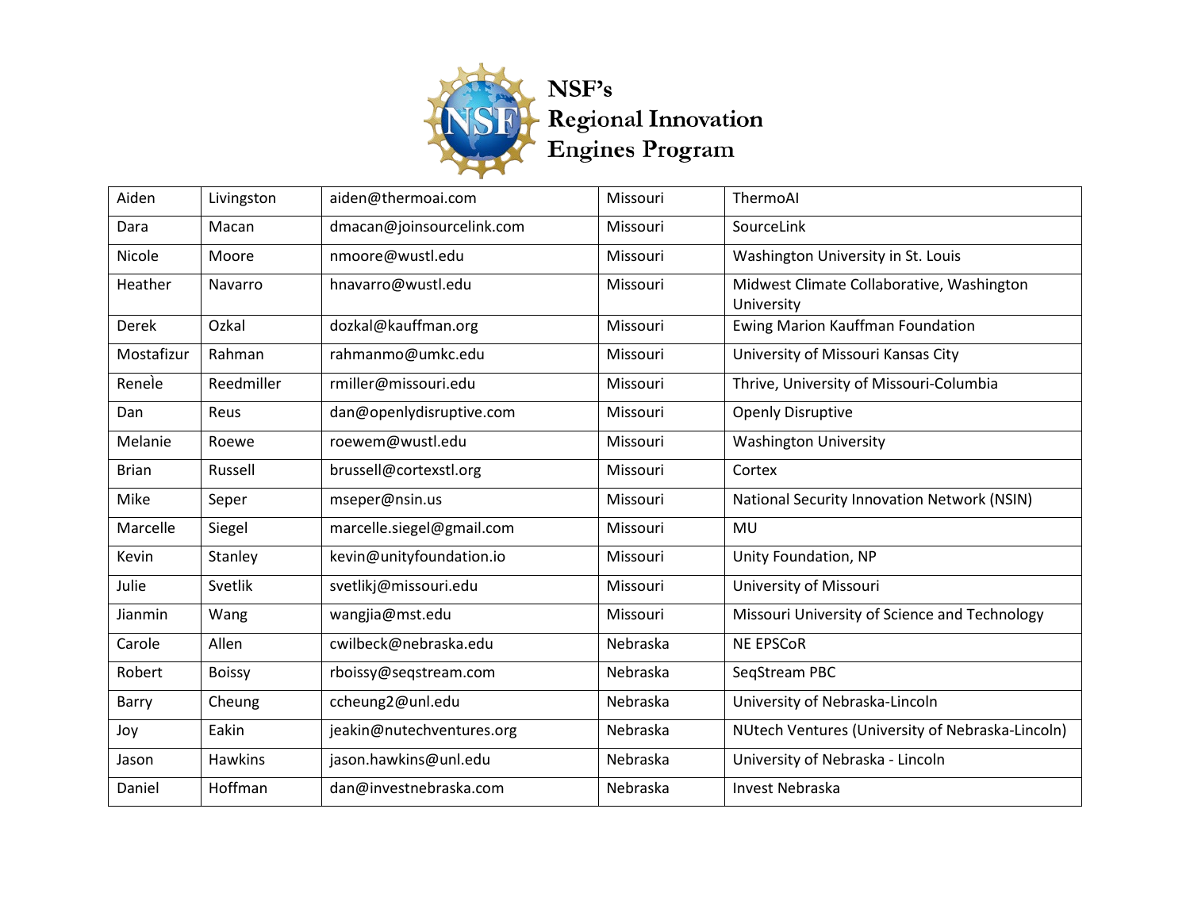NSF's
Regional Innovation
Engines Program

| Aiden | Livingston | aiden@thermoai.com | Missouri | ThermoAI |
|---|---|---|---|---|
| Dara | Macan | dmacan@joinsourcelink.com | Missouri | SourceLink |
| Nicole | Moore | nmoore@wustl.edu | Missouri | Washington University in St. Louis |
| Heather | Navarro | hnavarro@wustl.edu | Missouri | Midwest Climate Collaborative, Washington University |
| Derek | Ozkal | dozkal@kauffman.org | Missouri | Ewing Marion Kauffman Foundation |
| Mostafizur | Rahman | rahmanmo@umkc.edu | Missouri | University of Missouri Kansas City |
| Renèle | Reedmiller | rmiller@missouri.edu | Missouri | Thrive, University of Missouri-Columbia |
| Dan | Reus | dan@openlydisruptive.com | Missouri | Openly Disruptive |
| Melanie | Roewe | roewem@wustl.edu | Missouri | Washington University |
| Brian | Russell | brussell@cortexstl.org | Missouri | Cortex |
| Mike | Seper | mseper@nsin.us | Missouri | National Security Innovation Network (NSIN) |
| Marcelle | Siegel | marcelle.siegel@gmail.com | Missouri | MU |
| Kevin | Stanley | kevin@unityfoundation.io | Missouri | Unity Foundation, NP |
| Julie | Svetlik | svetlikj@missouri.edu | Missouri | University of Missouri |
| Jianmin | Wang | wangjia@mst.edu | Missouri | Missouri University of Science and Technology |
| Carole | Allen | cwilbeck@nebraska.edu | Nebraska | NE EPSCoR |
| Robert | Boissy | rboissy@seqstream.com | Nebraska | SeqStream PBC |
| Barry | Cheung | ccheung2@unl.edu | Nebraska | University of Nebraska-Lincoln |
| Joy | Eakin | jeakin@nutechventures.org | Nebraska | NUtech Ventures (University of Nebraska-Lincoln) |
| Jason | Hawkins | jason.hawkins@unl.edu | Nebraska | University of Nebraska - Lincoln |
| Daniel | Hoffman | dan@investnebraska.com | Nebraska | Invest Nebraska |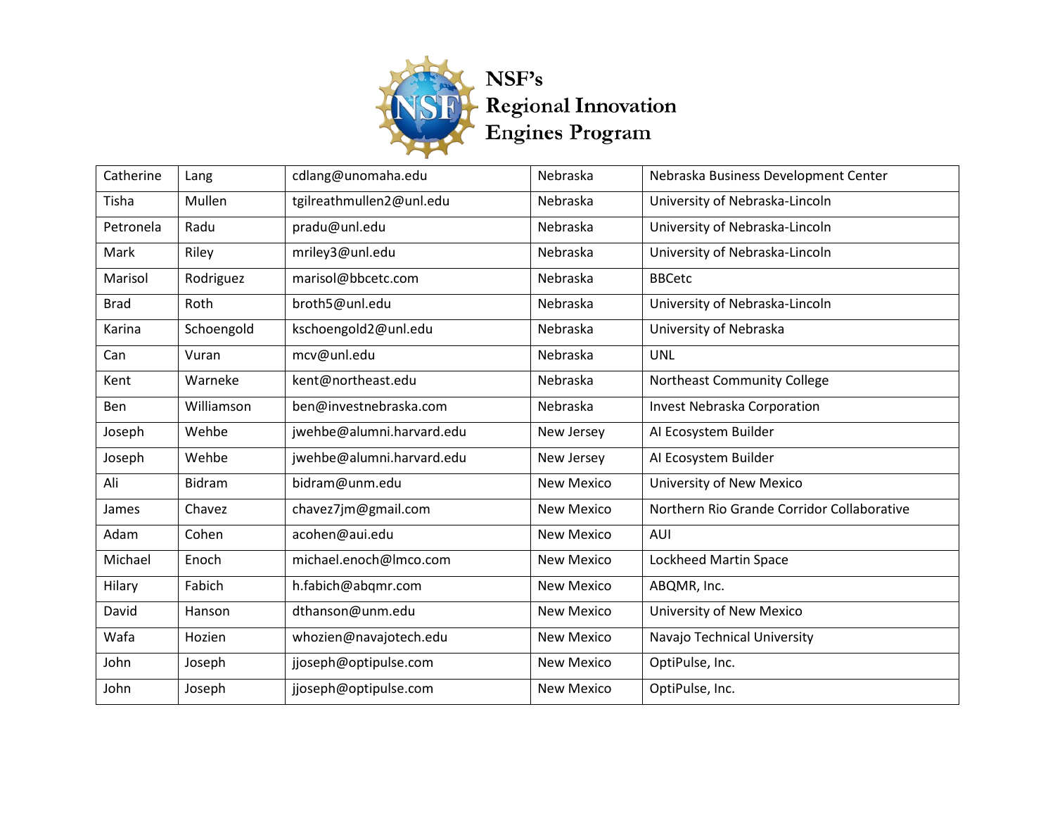| | | | | |
|---|---|---|---|---|
| Catherine | Lang | cdlang@unomaha.edu | Nebraska | Nebraska Business Development Center |
| Tisha | Mullen | tgilreathmullen2@unl.edu | Nebraska | University of Nebraska-Lincoln |
| Petronela | Radu | pradu@unl.edu | Nebraska | University of Nebraska-Lincoln |
| Mark | Riley | mriley3@unl.edu | Nebraska | University of Nebraska-Lincoln |
| Marisol | Rodriguez | marisol@bbcetc.com | Nebraska | BBCetc |
| Brad | Roth | broth5@unl.edu | Nebraska | University of Nebraska-Lincoln |
| Karina | Schoengold | kschoengold2@unl.edu | Nebraska | University of Nebraska |
| Can | Vuran | mcv@unl.edu | Nebraska | UNL |
| Kent | Warneke | kent@northeast.edu | Nebraska | Northeast Community College |
| Ben | Williamson | ben@investnebraska.com | Nebraska | Invest Nebraska Corporation |
| Joseph | Wehbe | jwehbe@alumni.harvard.edu | New Jersey | AI Ecosystem Builder |
| Joseph | Wehbe | jwehbe@alumni.harvard.edu | New Jersey | AI Ecosystem Builder |
| Ali | Bidram | bidram@unm.edu | New Mexico | University of New Mexico |
| James | Chavez | chavez7jm@gmail.com | New Mexico | Northern Rio Grande Corridor Collaborative |
| Adam | Cohen | acohen@aui.edu | New Mexico | AUI |
| Michael | Enoch | michael.enoch@lmco.com | New Mexico | Lockheed Martin Space |
| Hilary | Fabich | h.fabich@abqmr.com | New Mexico | ABQMR, Inc. |
| David | Hanson | dthanson@unm.edu | New Mexico | University of New Mexico |
| Wafa | Hozien | whozien@navajotech.edu | New Mexico | Navajo Technical University |
| John | Joseph | jjoseph@optipulse.com | New Mexico | OptiPulse, Inc. |
| John | Joseph | jjoseph@optipulse.com | New Mexico | OptiPulse, Inc. |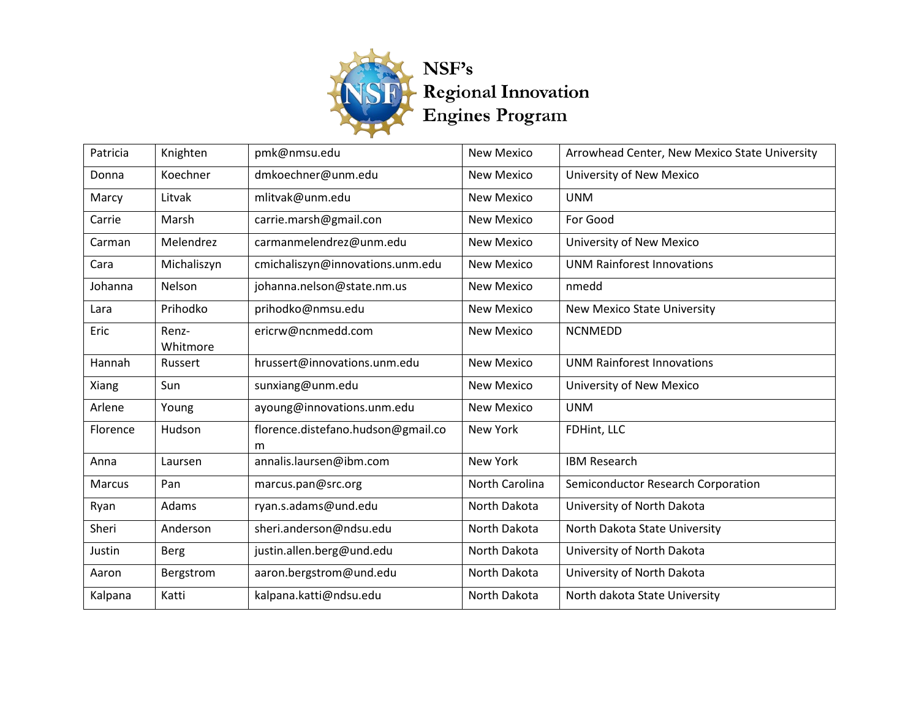NSF's Regional Innovation Engines Program

| | | | | |
|---|---|---|---|---|
| Patricia | Knighten | pmk@nmsu.edu | New Mexico | Arrowhead Center, New Mexico State University |
| Donna | Koechner | dmkoechner@unm.edu | New Mexico | University of New Mexico |
| Marcy | Litvak | mlitvak@unm.edu | New Mexico | UNM |
| Carrie | Marsh | carrie.marsh@gmail.con | New Mexico | For Good |
| Carman | Melendrez | carmanmelendrez@unm.edu | New Mexico | University of New Mexico |
| Cara | Michaliszyn | cmichaliszyn@innovations.unm.edu | New Mexico | UNM Rainforest Innovations |
| Johanna | Nelson | johanna.nelson@state.nm.us | New Mexico | nmedd |
| Lara | Prihodko | prihodko@nmsu.edu | New Mexico | New Mexico State University |
| Eric | Renz-Whitmore | ericrw@ncnmedd.com | New Mexico | NCNMEDD |
| Hannah | Russert | hrussert@innovations.unm.edu | New Mexico | UNM Rainforest Innovations |
| Xiang | Sun | sunxiang@unm.edu | New Mexico | University of New Mexico |
| Arlene | Young | ayoung@innovations.unm.edu | New Mexico | UNM |
| Florence | Hudson | florence.distefano.hudson@gmail.com | New York | FDHint, LLC |
| Anna | Laursen | annalis.laursen@ibm.com | New York | IBM Research |
| Marcus | Pan | marcus.pan@src.org | North Carolina | Semiconductor Research Corporation |
| Ryan | Adams | ryan.s.adams@und.edu | North Dakota | University of North Dakota |
| Sheri | Anderson | sheri.anderson@ndsu.edu | North Dakota | North Dakota State University |
| Justin | Berg | justin.allen.berg@und.edu | North Dakota | University of North Dakota |
| Aaron | Bergstrom | aaron.bergstrom@und.edu | North Dakota | University of North Dakota |
| Kalpana | Katti | kalpana.katti@ndsu.edu | North Dakota | North dakota State University |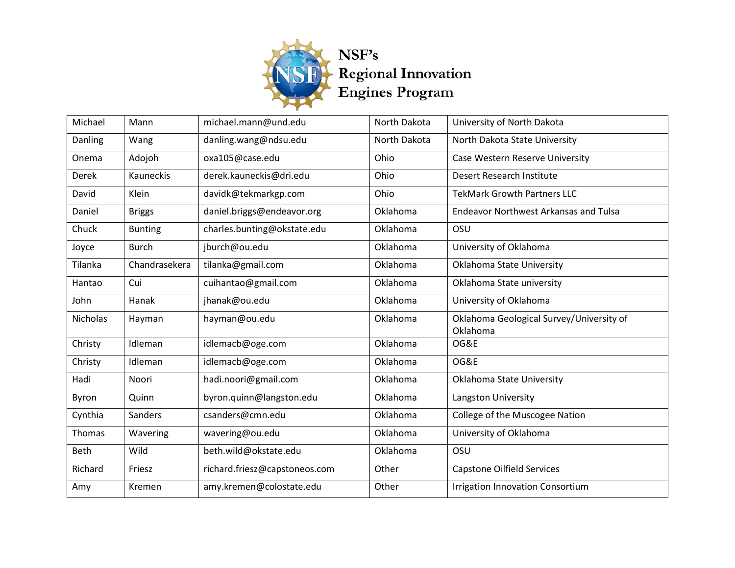NSF's
Regional Innovation
Engines Program

| | | | | |
|---|---|---|---|---|
| Michael | Mann | michael.mann@und.edu | North Dakota | University of North Dakota |
| Danling | Wang | danling.wang@ndsu.edu | North Dakota | North Dakota State University |
| Onema | Adojoh | oxa105@case.edu | Ohio | Case Western Reserve University |
| Derek | Kauneckis | derek.kauneckis@dri.edu | Ohio | Desert Research Institute |
| David | Klein | davidk@tekmarkgp.com | Ohio | TekMark Growth Partners LLC |
| Daniel | Briggs | daniel.briggs@endeavor.org | Oklahoma | Endeavor Northwest Arkansas and Tulsa |
| Chuck | Bunting | charles.bunting@okstate.edu | Oklahoma | OSU |
| Joyce | Burch | jburch@ou.edu | Oklahoma | University of Oklahoma |
| Tilanka | Chandrasekera | tilanka@gmail.com | Oklahoma | Oklahoma State University |
| Hantao | Cui | cuihantao@gmail.com | Oklahoma | Oklahoma State university |
| John | Hanak | jhanak@ou.edu | Oklahoma | University of Oklahoma |
| Nicholas | Hayman | hayman@ou.edu | Oklahoma | Oklahoma Geological Survey/University of Oklahoma |
| Christy | Idleman | idlemacb@oge.com | Oklahoma | OG&E |
| Christy | Idleman | idlemacb@oge.com | Oklahoma | OG&E |
| Hadi | Noori | hadi.noori@gmail.com | Oklahoma | Oklahoma State University |
| Byron | Quinn | byron.quinn@langston.edu | Oklahoma | Langston University |
| Cynthia | Sanders | csanders@cmn.edu | Oklahoma | College of the Muscogee Nation |
| Thomas | Wavering | wavering@ou.edu | Oklahoma | University of Oklahoma |
| Beth | Wild | beth.wild@okstate.edu | Oklahoma | OSU |
| Richard | Friesz | richard.friesz@capstoneos.com | Other | Capstone Oilfield Services |
| Amy | Kremen | amy.kremen@colostate.edu | Other | Irrigation Innovation Consortium |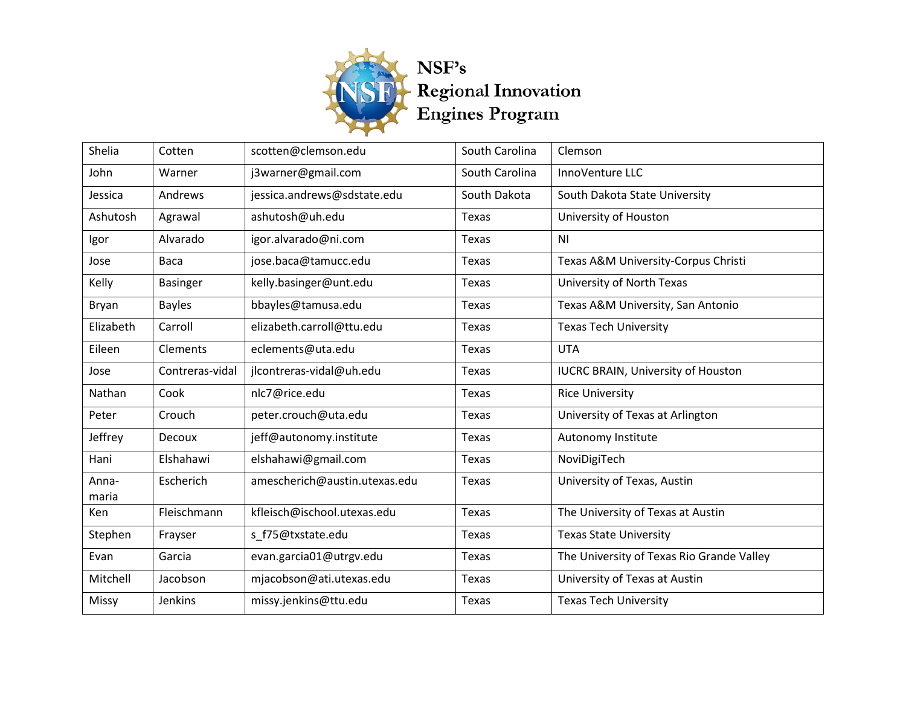| Shelia | Cotten | scotten@clemson.edu | South Carolina | Clemson |
|---|---|---|---|---|
| John | Warner | j3warner@gmail.com | South Carolina | InnoVenture LLC |
| Jessica | Andrews | jessica.andrews@sdstate.edu | South Dakota | South Dakota State University |
| Ashutosh | Agrawal | ashutosh@uh.edu | Texas | University of Houston |
| Igor | Alvarado | igor.alvarado@ni.com | Texas | NI |
| Jose | Baca | jose.baca@tamucc.edu | Texas | Texas A&M University-Corpus Christi |
| Kelly | Basinger | kelly.basinger@unt.edu | Texas | University of North Texas |
| Bryan | Bayles | bbayles@tamusa.edu | Texas | Texas A&M University, San Antonio |
| Elizabeth | Carroll | elizabeth.carroll@ttu.edu | Texas | Texas Tech University |
| Eileen | Clements | eclements@uta.edu | Texas | UTA |
| Jose | Contreras-vidal | jlcontreras-vidal@uh.edu | Texas | IUCRC BRAIN, University of Houston |
| Nathan | Cook | nlc7@rice.edu | Texas | Rice University |
| Peter | Crouch | peter.crouch@uta.edu | Texas | University of Texas at Arlington |
| Jeffrey | Decoux | jeff@autonomy.institute | Texas | Autonomy Institute |
| Hani | Elshahawi | elshahawi@gmail.com | Texas | NoviDigiTech |
| Anna-maria | Escherich | amescherich@austin.utexas.edu | Texas | University of Texas, Austin |
| Ken | Fleischmann | kfleisch@ischool.utexas.edu | Texas | The University of Texas at Austin |
| Stephen | Frayser | s_f75@txstate.edu | Texas | Texas State University |
| Evan | Garcia | evan.garcia01@utrgv.edu | Texas | The University of Texas Rio Grande Valley |
| Mitchell | Jacobson | mjacobson@ati.utexas.edu | Texas | University of Texas at Austin |
| Missy | Jenkins | missy.jenkins@ttu.edu | Texas | Texas Tech University |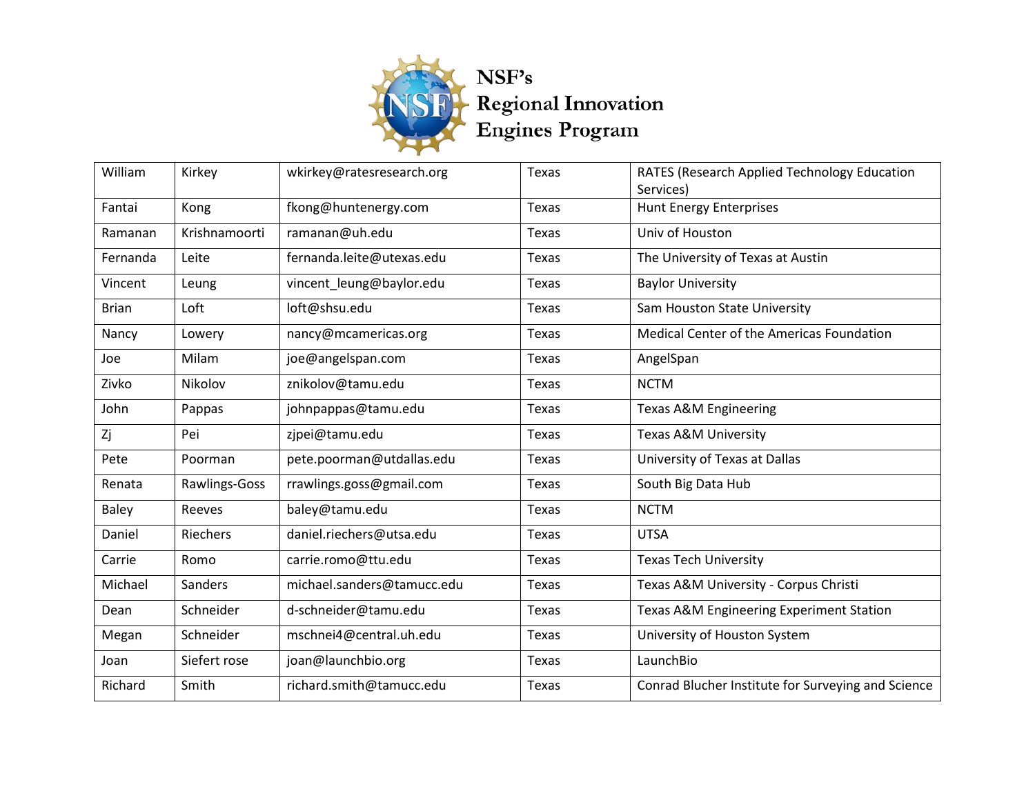NSF's Regional Innovation Engines Program

| William | Kirkey | wkirkey@ratesresearch.org | Texas | RATES (Research Applied Technology Education Services) |
|---|---|---|---|---|
| Fantai | Kong | fkong@huntenergy.com | Texas | Hunt Energy Enterprises |
| Ramanan | Krishnamoorti | ramanan@uh.edu | Texas | Univ of Houston |
| Fernanda | Leite | fernanda.leite@utexas.edu | Texas | The University of Texas at Austin |
| Vincent | Leung | vincent_leung@baylor.edu | Texas | Baylor University |
| Brian | Loft | loft@shsu.edu | Texas | Sam Houston State University |
| Nancy | Lowery | nancy@mcamericas.org | Texas | Medical Center of the Americas Foundation |
| Joe | Milam | joe@angelspan.com | Texas | AngelSpan |
| Zivko | Nikolov | znikolov@tamu.edu | Texas | NCTM |
| John | Pappas | johnpappas@tamu.edu | Texas | Texas A&M Engineering |
| Zj | Pei | zjpei@tamu.edu | Texas | Texas A&M University |
| Pete | Poorman | pete.poorman@utdallas.edu | Texas | University of Texas at Dallas |
| Renata | Rawlings-Goss | rrawlings.goss@gmail.com | Texas | South Big Data Hub |
| Baley | Reeves | baley@tamu.edu | Texas | NCTM |
| Daniel | Riechers | daniel.riechers@utsa.edu | Texas | UTSA |
| Carrie | Romo | carrie.romo@ttu.edu | Texas | Texas Tech University |
| Michael | Sanders | michael.sanders@tamucc.edu | Texas | Texas A&M University - Corpus Christi |
| Dean | Schneider | d-schneider@tamu.edu | Texas | Texas A&M Engineering Experiment Station |
| Megan | Schneider | mschnei4@central.uh.edu | Texas | University of Houston System |
| Joan | Siefert rose | joan@launchbio.org | Texas | LaunchBio |
| Richard | Smith | richard.smith@tamucc.edu | Texas | Conrad Blucher Institute for Surveying and Science |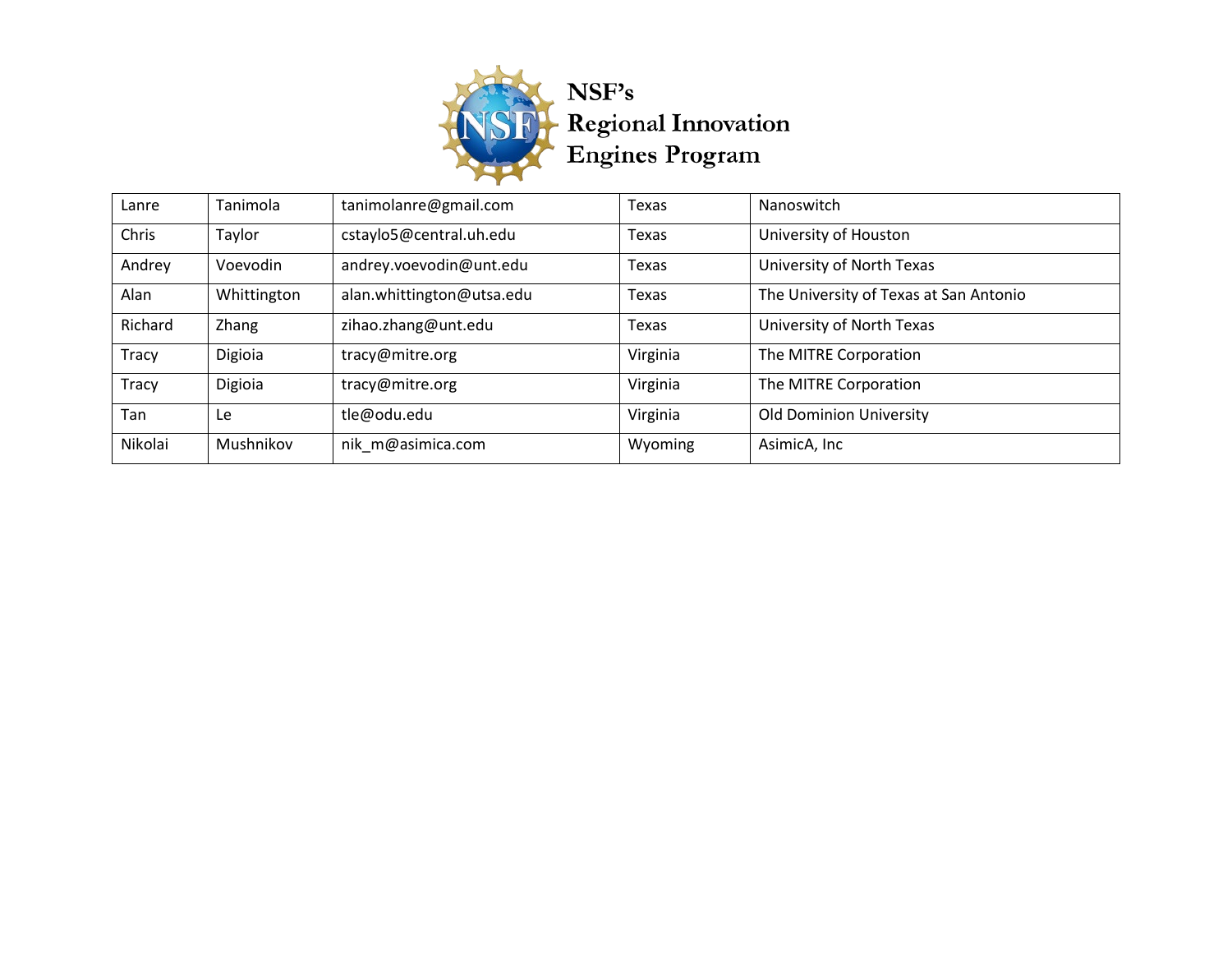NSF's
Regional Innovation
Engines Program

| | | | | |
|---|---|---|---|---|
| Lanre | Tanimola | tanimolanre@gmail.com | Texas | Nanoswitch |
| Chris | Taylor | cstaylo5@central.uh.edu | Texas | University of Houston |
| Andrey | Voevodin | andrey.voevodin@unt.edu | Texas | University of North Texas |
| Alan | Whittington | alan.whittington@utsa.edu | Texas | The University of Texas at San Antonio |
| Richard | Zhang | zihao.zhang@unt.edu | Texas | University of North Texas |
| Tracy | Digioia | tracy@mitre.org | Virginia | The MITRE Corporation |
| Tracy | Digioia | tracy@mitre.org | Virginia | The MITRE Corporation |
| Tan | Le | tle@odu.edu | Virginia | Old Dominion University |
| Nikolai | Mushnikov | nik_m@asimica.com | Wyoming | AsimicA, Inc |